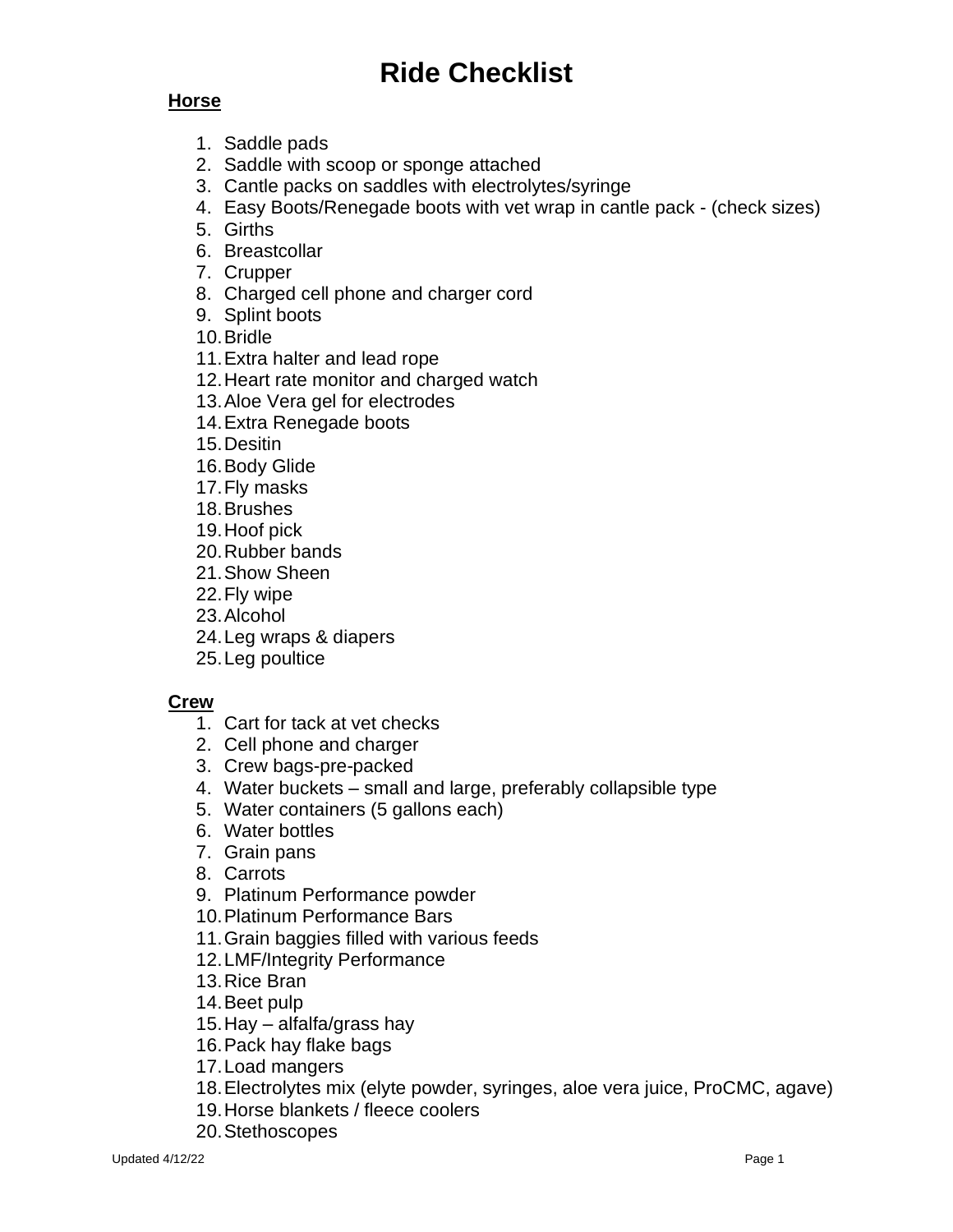# Ride Checklist

**Horse**

1. Saddle pads
2. Saddle with scoop or sponge attached
3. Cantle packs on saddles with electrolytes/syringe
4. Easy Boots/Renegade boots with vet wrap in cantle pack - (check sizes)
5. Girths
6. Breastcollar
7. Crupper
8. Charged cell phone and charger cord
9. Splint boots
10. Bridle
11. Extra halter and lead rope
12. Heart rate monitor and charged watch
13. Aloe Vera gel for electrodes
14. Extra Renegade boots
15. Desitin
16. Body Glide
17. Fly masks
18. Brushes
19. Hoof pick
20. Rubber bands
21. Show Sheen
22. Fly wipe
23. Alcohol
24. Leg wraps & diapers
25. Leg poultice

**Crew**

1. Cart for tack at vet checks
2. Cell phone and charger
3. Crew bags-pre-packed
4. Water buckets – small and large, preferably collapsible type
5. Water containers (5 gallons each)
6. Water bottles
7. Grain pans
8. Carrots
9. Platinum Performance powder
10. Platinum Performance Bars
11. Grain baggies filled with various feeds
12. LMF/Integrity Performance
13. Rice Bran
14. Beet pulp
15. Hay – alfalfa/grass hay
16. Pack hay flake bags
17. Load mangers
18. Electrolytes mix (elyte powder, syringes, aloe vera juice, ProCMC, agave)
19. Horse blankets / fleece coolers
20. Stethoscopes

Updated 4/12/22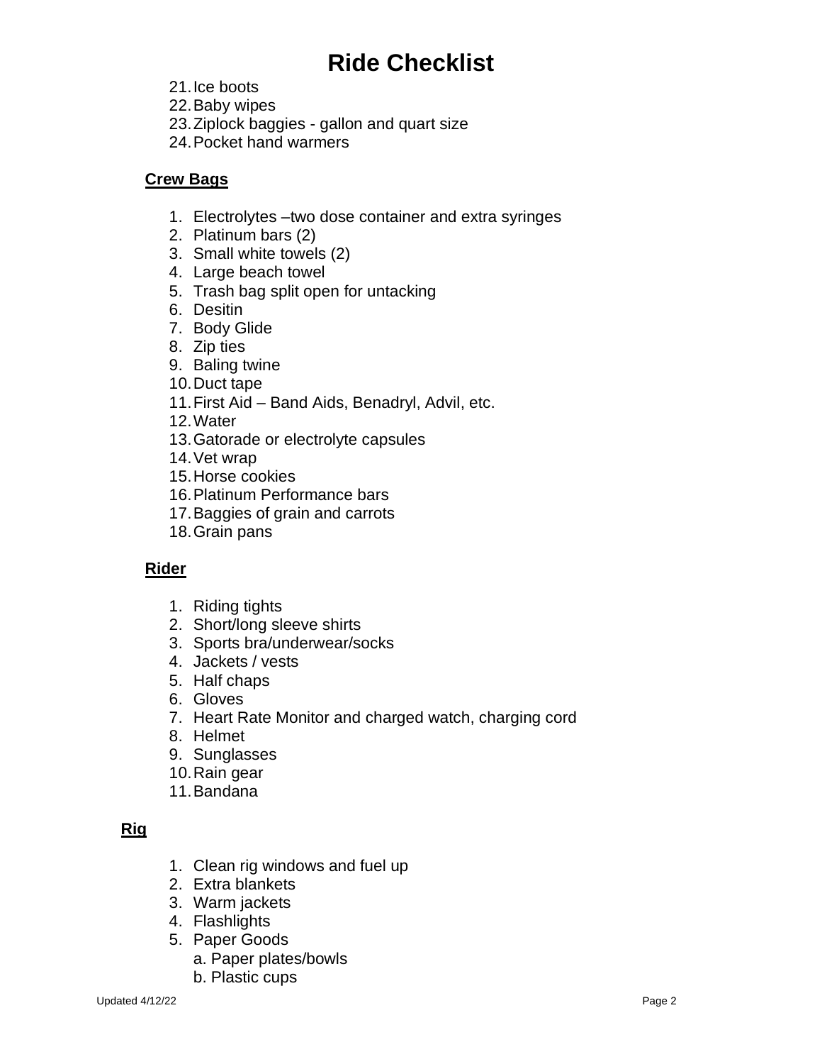# Ride Checklist

21. Ice boots
22. Baby wipes
23. Ziplock baggies - gallon and quart size
24. Pocket hand warmers

**Crew Bags**

1. Electrolytes –two dose container and extra syringes
2. Platinum bars (2)
3. Small white towels (2)
4. Large beach towel
5. Trash bag split open for untacking
6. Desitin
7. Body Glide
8. Zip ties
9. Baling twine
10. Duct tape
11. First Aid – Band Aids, Benadryl, Advil, etc.
12. Water
13. Gatorade or electrolyte capsules
14. Vet wrap
15. Horse cookies
16. Platinum Performance bars
17. Baggies of grain and carrots
18. Grain pans

**Rider**

1. Riding tights
2. Short/long sleeve shirts
3. Sports bra/underwear/socks
4. Jackets / vests
5. Half chaps
6. Gloves
7. Heart Rate Monitor and charged watch, charging cord
8. Helmet
9. Sunglasses
10. Rain gear
11. Bandana

**Rig**

1. Clean rig windows and fuel up
2. Extra blankets
3. Warm jackets
4. Flashlights
5. Paper Goods
   a. Paper plates/bowls
   b. Plastic cups

Updated 4/12/22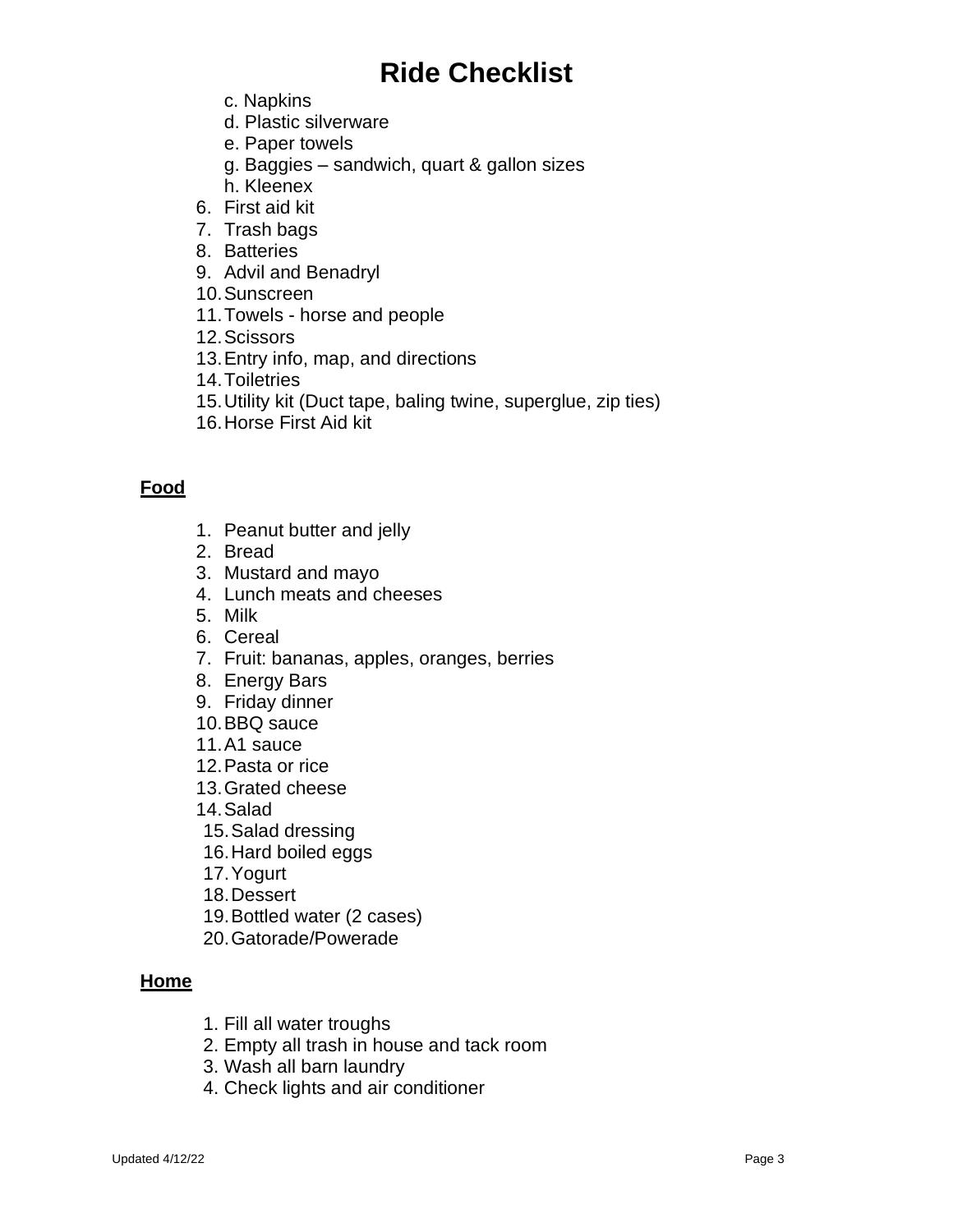# Ride Checklist

c. Napkins
d. Plastic silverware
e. Paper towels
g. Baggies – sandwich, quart & gallon sizes
h. Kleenex

6. First aid kit
7. Trash bags
8. Batteries
9. Advil and Benadryl
10. Sunscreen
11. Towels - horse and people
12. Scissors
13. Entry info, map, and directions
14. Toiletries
15. Utility kit (Duct tape, baling twine, superglue, zip ties)
16. Horse First Aid kit

**Food**

1. Peanut butter and jelly
2. Bread
3. Mustard and mayo
4. Lunch meats and cheeses
5. Milk
6. Cereal
7. Fruit: bananas, apples, oranges, berries
8. Energy Bars
9. Friday dinner
10. BBQ sauce
11. A1 sauce
12. Pasta or rice
13. Grated cheese
14. Salad
15. Salad dressing
16. Hard boiled eggs
17. Yogurt
18. Dessert
19. Bottled water (2 cases)
20. Gatorade/Powerade

**Home**

1. Fill all water troughs
2. Empty all trash in house and tack room
3. Wash all barn laundry
4. Check lights and air conditioner

Updated 4/12/22